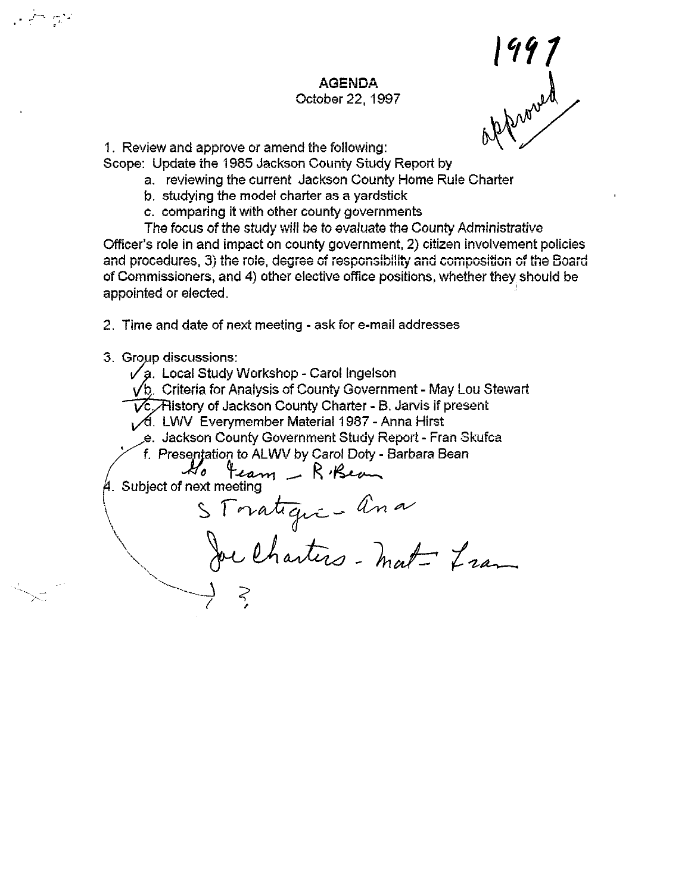1997

approved

**AGENDA**
October 22, 1997

1. Review and approve or amend the following:

Scope: Update the 1985 Jackson County Study Report by

   a. reviewing the current Jackson County Home Rule Charter
   b. studying the model charter as a yardstick
   c. comparing it with other county governments

   The focus of the study will be to evaluate the County Administrative Officer's role in and impact on county government, 2) citizen involvement policies and procedures, 3) the role, degree of responsibility and composition of the Board of Commissioners, and 4) other elective office positions, whether they should be appointed or elected.

2. Time and date of next meeting - ask for e-mail addresses

3. Group discussions:

   ✓ a. Local Study Workshop - Carol Ingelson
   ✓ b. Criteria for Analysis of County Government - May Lou Stewart
   ✓ c. History of Jackson County Charter - B. Jarvis if present
   ✓ d. LWV Everymember Material 1987 - Anna Hirst
   e. Jackson County Government Study Report - Fran Skufca
   f. Presentation to ALWV by Carol Doty - Barbara Bean

   Ho team - R. Bean

4. Subject of next meeting

   Stratagie - Ana
   Joe Charters - Mat - Fran
   ?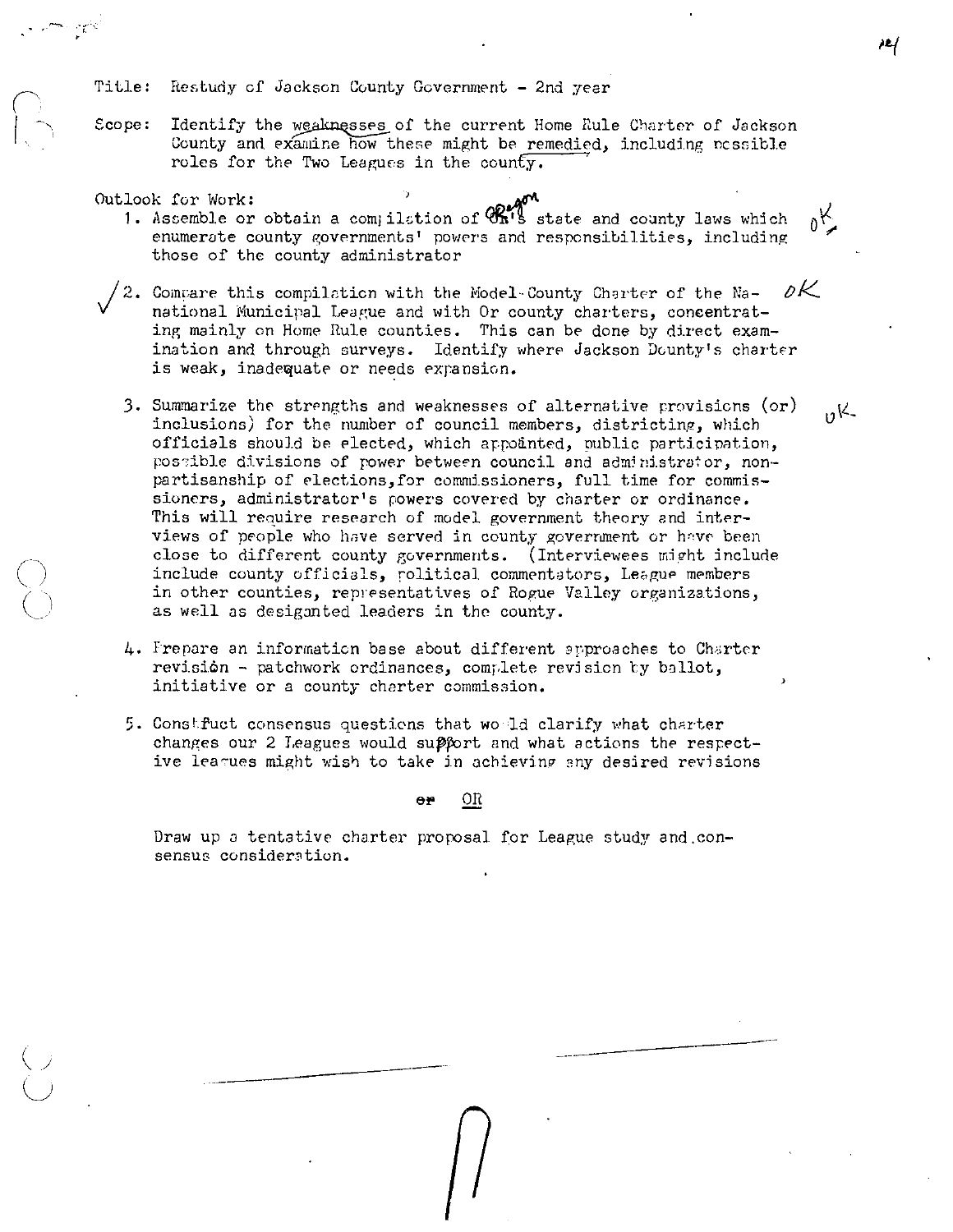Title: Restudy of Jackson County Government - 2nd year

Scope: Identify the weaknesses of the current Home Rule Charter of Jackson County and examine how these might be remedied, including possible roles for the Two Leagues in the county.

Outlook for Work:

1. Assemble or obtain a compilation of Oregon's state and county laws which enumerate county governments' powers and responsibilities, including those of the county administrator OK

2. Compare this compilation with the Model County Charter of the National Municipal League and with Or county charters, concentrating mainly on Home Rule counties. This can be done by direct examination and through surveys. Identify where Jackson County's charter is weak, inadequate or needs expansion. OK

3. Summarize the strengths and weaknesses of alternative provisions (or) inclusions) for the number of council members, districting, which officials should be elected, which appointed, public participation, possible divisions of power between council and administrator, nonpartisanship of elections, for commissioners, full time for commissioners, administrator's powers covered by charter or ordinance. This will require research of model government theory and interviews of people who have served in county government or have been close to different county governments. (Interviewees might include include county officials, political commentators, League members in other counties, representatives of Rogue Valley organizations, as well as desiganted leaders in the county. OK

4. Prepare an information base about different approaches to Charter revision - patchwork ordinances, complete revision by ballot, initiative or a county charter commission.

5. Construct consensus questions that would clarify what charter changes our 2 Leagues would support and what actions the respective leagues might wish to take in achieving any desired revisions

~~or~~ OR

Draw up a tentative charter proposal for League study and consensus consideration.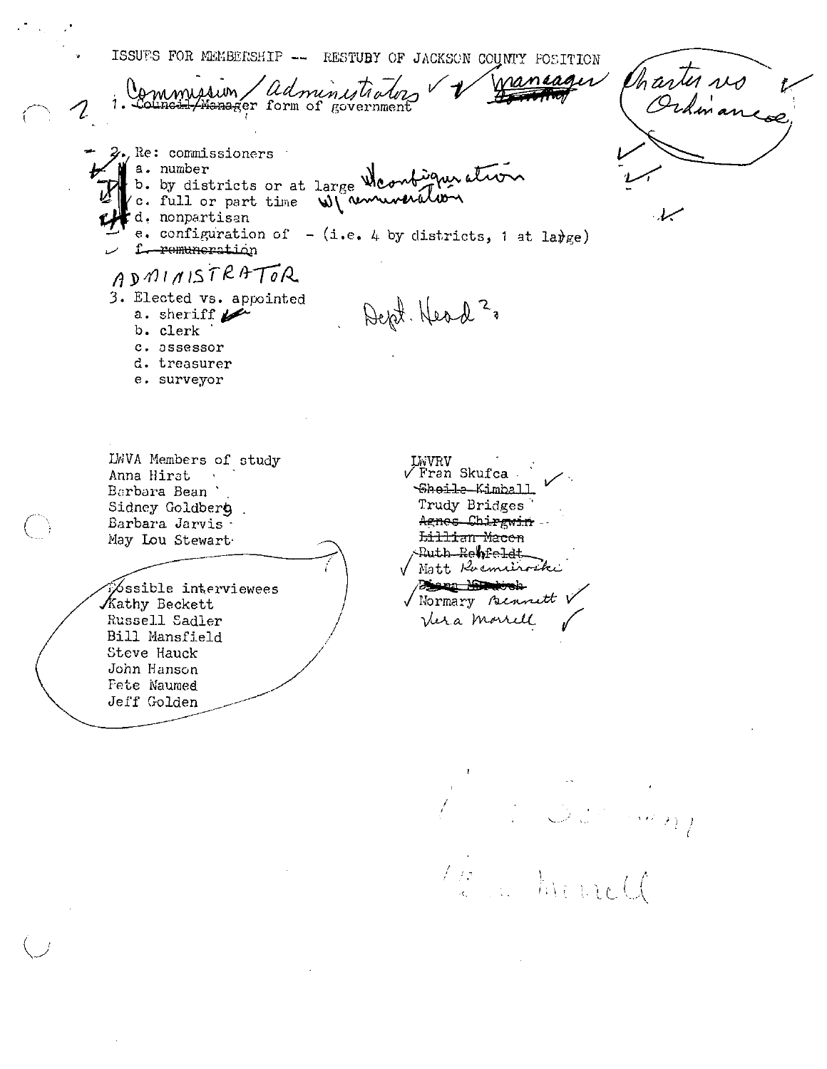ISSUES FOR MEMBERSHIP -- RESTUDY OF JACKSON COUNTY POSITION

1. ~~Council/Manager~~ Commission / administrators ✓ manager form of government — Charter vs Ordinance

2. Re: commissioners
   - a. number
   - b. by districts or at large w/ configuration
   - c. full or part time w/ remuneration
   - d. nonpartisan
   - e. configuration of - (i.e. 4 by districts, 1 at large)
   - ~~f. remuneration~~

ADMINISTRATOR

3. Elected vs. appointed — Dept. Head ?
   - a. sheriff
   - b. clerk
   - c. assessor
   - d. treasurer
   - e. surveyor

LWVA Members of study
Anna Hirst
Barbara Bean
Sidney Goldberg
Barbara Jarvis
May Lou Stewart

LWVRV
✓ Fran Skufca ✓
~~Sheila Kimball~~ ✓
Trudy Bridges
~~Agnes Chirgwin~~
~~Lillian Macen~~
~~Ruth Rehfeldt~~
✓ Matt Roemiroski
~~Diana Murdoch~~
✓ Normary Bennett ✓
Vera Morrell ✓

Possible interviewees
✓ Kathy Beckett
Russell Sadler
Bill Mansfield
Steve Hauck
John Hanson
Pete Naumed
Jeff Golden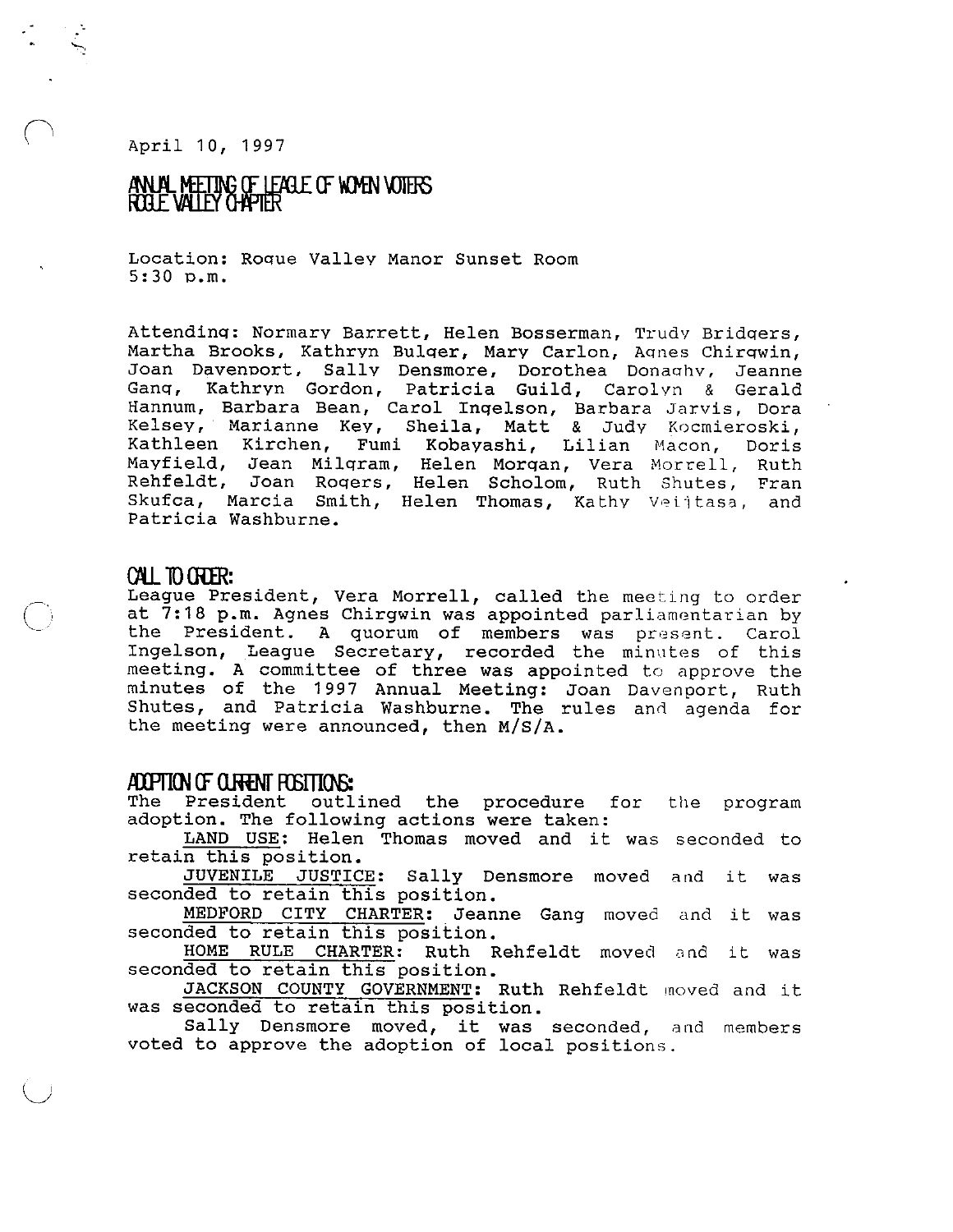April 10, 1997

# ANNUAL MEETING OF LEAGUE OF WOMEN VOTERS ROGUE VALLEY CHAPTER

Location: Rogue Valley Manor Sunset Room
5:30 p.m.

Attending: Normary Barrett, Helen Bosserman, Trudy Bridgers, Martha Brooks, Kathryn Bulger, Mary Carlon, Agnes Chirgwin, Joan Davenport, Sally Densmore, Dorothea Donaghy, Jeanne Gang, Kathryn Gordon, Patricia Guild, Carolyn & Gerald Hannum, Barbara Bean, Carol Ingelson, Barbara Jarvis, Dora Kelsey, Marianne Key, Sheila, Matt & Judy Kocmieroski, Kathleen Kirchen, Fumi Kobayashi, Lilian Macon, Doris Mayfield, Jean Milgram, Helen Morgan, Vera Morrell, Ruth Rehfeldt, Joan Rogers, Helen Scholom, Ruth Shutes, Fran Skufca, Marcia Smith, Helen Thomas, Kathy Veijtasa, and Patricia Washburne.

## CALL TO ORDER:

League President, Vera Morrell, called the meeting to order at 7:18 p.m. Agnes Chirgwin was appointed parliamentarian by the President. A quorum of members was present. Carol Ingelson, League Secretary, recorded the minutes of this meeting. A committee of three was appointed to approve the minutes of the 1997 Annual Meeting: Joan Davenport, Ruth Shutes, and Patricia Washburne. The rules and agenda for the meeting were announced, then M/S/A.

## ADOPTION OF CURRENT POSITIONS:

The President outlined the procedure for the program adoption. The following actions were taken:

LAND USE: Helen Thomas moved and it was seconded to retain this position.

JUVENILE JUSTICE: Sally Densmore moved and it was seconded to retain this position.

MEDFORD CITY CHARTER: Jeanne Gang moved and it was seconded to retain this position.

HOME RULE CHARTER: Ruth Rehfeldt moved and it was seconded to retain this position.

JACKSON COUNTY GOVERNMENT: Ruth Rehfeldt moved and it was seconded to retain this position.

Sally Densmore moved, it was seconded, and members voted to approve the adoption of local positions.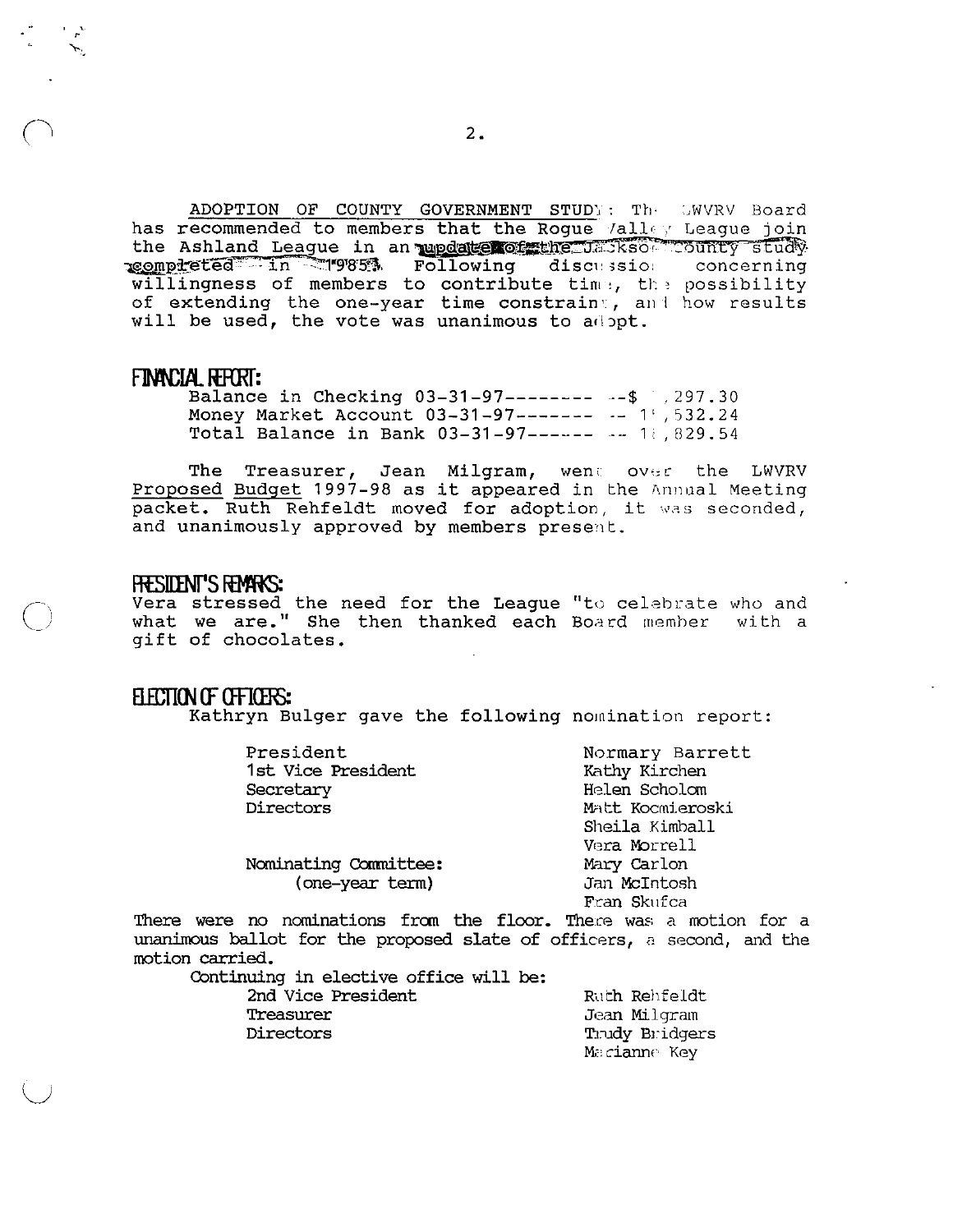ADOPTION OF COUNTY GOVERNMENT STUDY: The LWVRV Board has recommended to members that the Rogue Valley League join the Ashland League in an update of the Jackson County study completed in 1985. Following discussion concerning willingness of members to contribute time, the possibility of extending the one-year time constraint, and how results will be used, the vote was unanimous to adopt.

## FINANCIAL REPORT:

Balance in Checking 03-31-97--------- --$ ,297.30
Money Market Account 03-31-97-------- -- 1 ,532.24
Total Balance in Bank 03-31-97------- -- 1 ,829.54

The Treasurer, Jean Milgram, went over the LWVRV Proposed Budget 1997-98 as it appeared in the Annual Meeting packet. Ruth Rehfeldt moved for adoption, it was seconded, and unanimously approved by members present.

## PRESIDENT'S REMARKS:

Vera stressed the need for the League "to celebrate who and what we are." She then thanked each Board member with a gift of chocolates.

## ELECTION OF OFFICERS:

Kathryn Bulger gave the following nomination report:

| | |
|---|---|
| President | Normary Barrett |
| 1st Vice President | Kathy Kirchen |
| Secretary | Helen Scholom |
| Directors | Matt Kocmieroski |
| | Sheila Kimball |
| | Vera Morrell |
| Nominating Committee: | Mary Carlon |
| (one-year term) | Jan McIntosh |
| | Fran Skufca |

There were no nominations from the floor. There was a motion for a unanimous ballot for the proposed slate of officers, a second, and the motion carried.

Continuing in elective office will be:

| | |
|---|---|
| 2nd Vice President | Ruth Rehfeldt |
| Treasurer | Jean Milgram |
| Directors | Trudy Bridgers |
| | Marianne Key |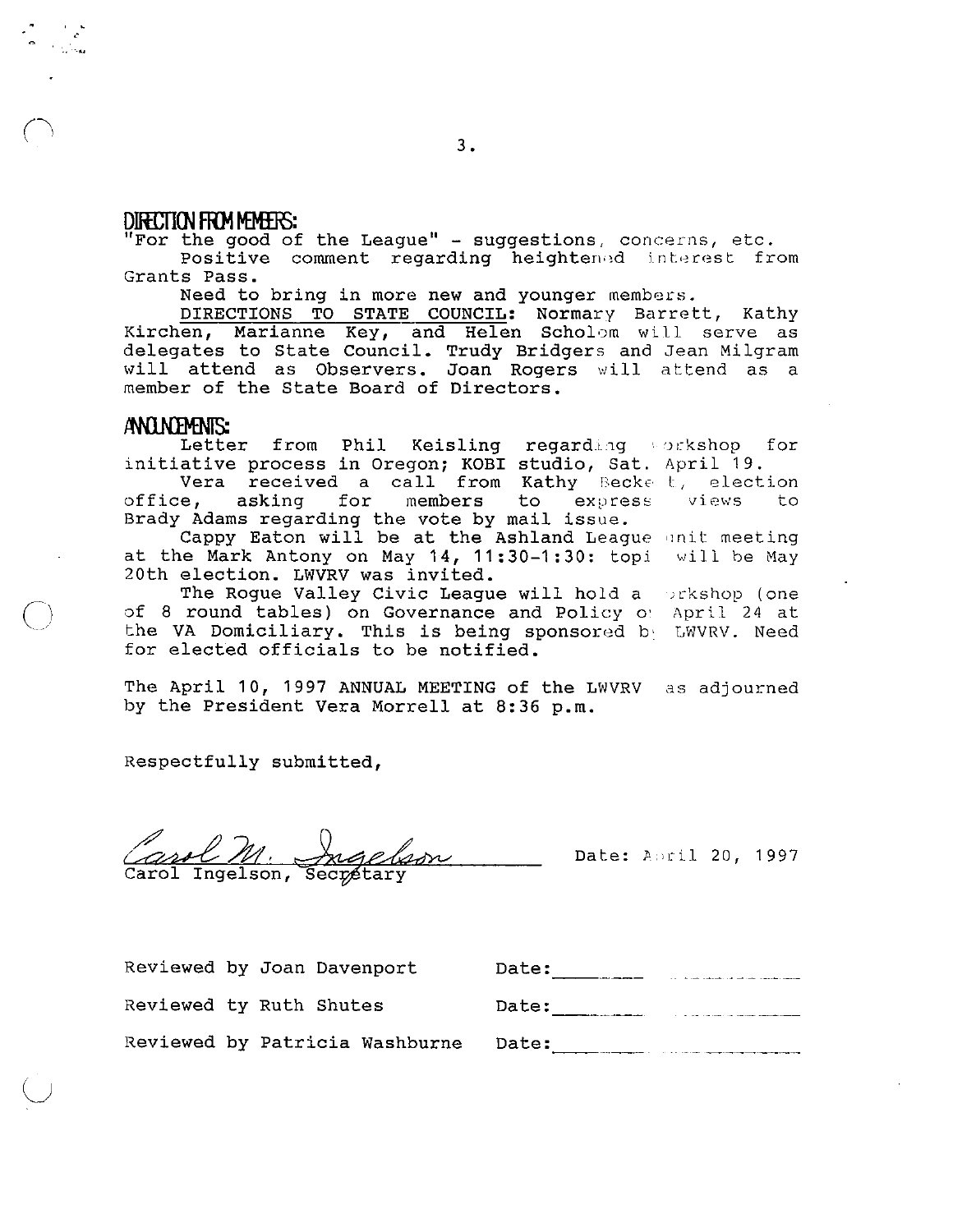## DIRECTION FROM MEMBERS:

"For the good of the League" - suggestions, concerns, etc.

Positive comment regarding heightened interest from Grants Pass.

Need to bring in more new and younger members.

<u>DIRECTIONS TO STATE COUNCIL:</u> Normary Barrett, Kathy Kirchen, Marianne Key, and Helen Scholom will serve as delegates to State Council. Trudy Bridgers and Jean Milgram will attend as Observers. Joan Rogers will attend as a member of the State Board of Directors.

## ANNOUNCEMENTS:

Letter from Phil Keisling regarding workshop for initiative process in Oregon; KOBI studio, Sat. April 19.

Vera received a call from Kathy Beckett, election office, asking for members to express views to Brady Adams regarding the vote by mail issue.

Cappy Eaton will be at the Ashland League unit meeting at the Mark Antony on May 14, 11:30-1:30: topic will be May 20th election. LWVRV was invited.

The Rogue Valley Civic League will hold a workshop (one of 8 round tables) on Governance and Policy on April 24 at the VA Domiciliary. This is being sponsored by LWVRV. Need for elected officials to be notified.

The April 10, 1997 ANNUAL MEETING of the LWVRV was adjourned by the President Vera Morrell at 8:36 p.m.

Respectfully submitted,

*Carol M. Ingelson*

Carol Ingelson, Secretary

Date: April 20, 1997

Reviewed by Joan Davenport Date: ________

Reviewed ty Ruth Shutes Date: ________

Reviewed by Patricia Washburne Date: ________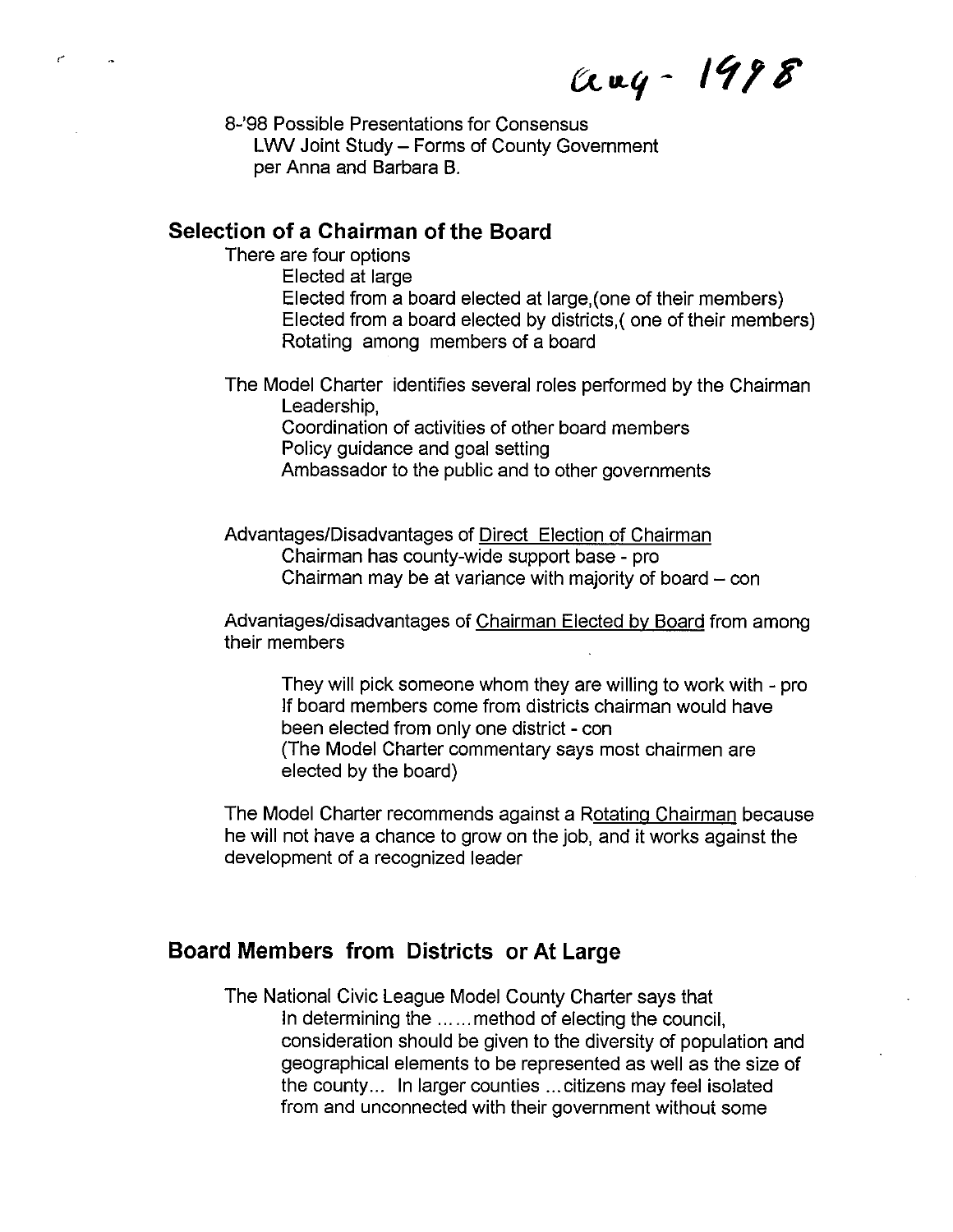aug - 1998

8-'98 Possible Presentations for Consensus
LWV Joint Study – Forms of County Government
per Anna and Barbara B.

## Selection of a Chairman of the Board

There are four options

- Elected at large
- Elected from a board elected at large,(one of their members)
- Elected from a board elected by districts,( one of their members)
- Rotating among members of a board

The Model Charter identifies several roles performed by the Chairman

- Leadership,
- Coordination of activities of other board members
- Policy guidance and goal setting
- Ambassador to the public and to other governments

Advantages/Disadvantages of <u>Direct Election of Chairman</u>

- Chairman has county-wide support base - pro
- Chairman may be at variance with majority of board – con

Advantages/disadvantages of <u>Chairman Elected by Board</u> from among their members

- They will pick someone whom they are willing to work with - pro
- If board members come from districts chairman would have been elected from only one district - con
- (The Model Charter commentary says most chairmen are elected by the board)

The Model Charter recommends against a <u>Rotating Chairman</u> because he will not have a chance to grow on the job, and it works against the development of a recognized leader

## Board Members from Districts or At Large

The National Civic League Model County Charter says that

In determining the ......method of electing the council, consideration should be given to the diversity of population and geographical elements to be represented as well as the size of the county... In larger counties ...citizens may feel isolated from and unconnected with their government without some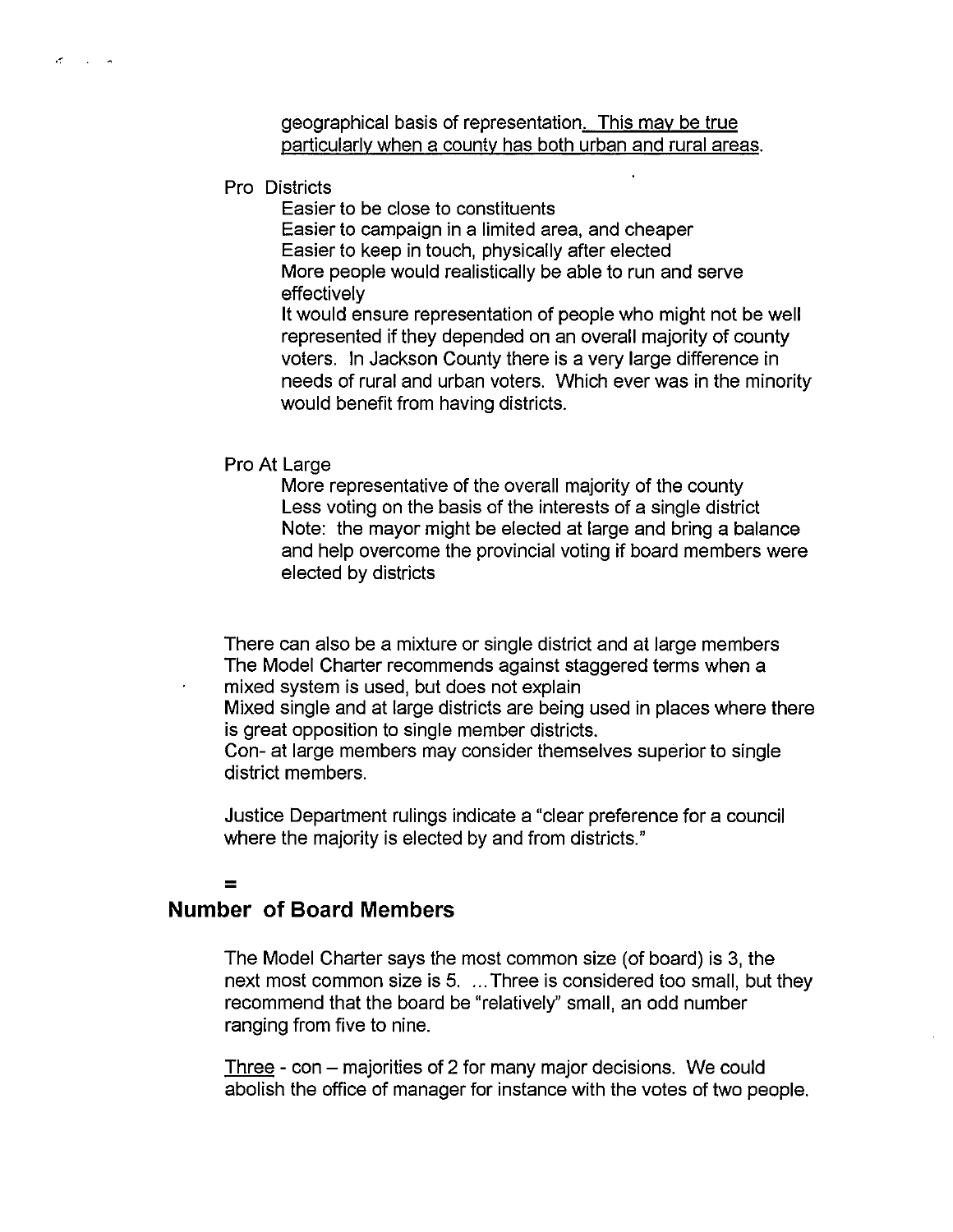geographical basis of representation. <u>This may be true particularly when a county has both urban and rural areas</u>.

Pro Districts

Easier to be close to constituents
Easier to campaign in a limited area, and cheaper
Easier to keep in touch, physically after elected
More people would realistically be able to run and serve effectively
It would ensure representation of people who might not be well represented if they depended on an overall majority of county voters. In Jackson County there is a very large difference in needs of rural and urban voters. Which ever was in the minority would benefit from having districts.

Pro At Large

More representative of the overall majority of the county
Less voting on the basis of the interests of a single district
Note: the mayor might be elected at large and bring a balance and help overcome the provincial voting if board members were elected by districts

There can also be a mixture or single district and at large members
The Model Charter recommends against staggered terms when a mixed system is used, but does not explain
Mixed single and at large districts are being used in places where there is great opposition to single member districts.
Con- at large members may consider themselves superior to single district members.

Justice Department rulings indicate a "clear preference for a council where the majority is elected by and from districts."

=

## Number of Board Members

The Model Charter says the most common size (of board) is 3, the next most common size is 5. ... Three is considered too small, but they recommend that the board be "relatively" small, an odd number ranging from five to nine.

<u>Three</u> - con – majorities of 2 for many major decisions. We could abolish the office of manager for instance with the votes of two people.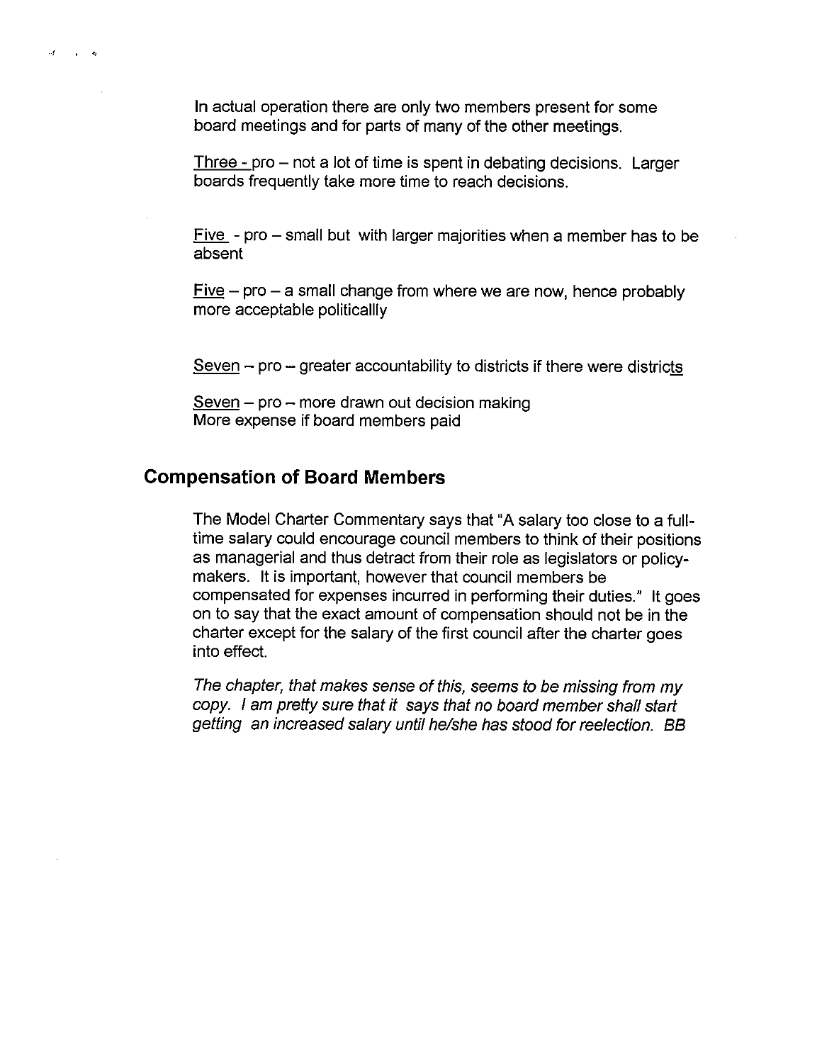In actual operation there are only two members present for some board meetings and for parts of many of the other meetings.

Three - pro – not a lot of time is spent in debating decisions. Larger boards frequently take more time to reach decisions.

Five - pro – small but with larger majorities when a member has to be absent

Five – pro – a small change from where we are now, hence probably more acceptable politicallly

Seven – pro – greater accountability to districts if there were districts

Seven – pro – more drawn out decision making
More expense if board members paid

## Compensation of Board Members

The Model Charter Commentary says that "A salary too close to a full-time salary could encourage council members to think of their positions as managerial and thus detract from their role as legislators or policy-makers. It is important, however that council members be compensated for expenses incurred in performing their duties." It goes on to say that the exact amount of compensation should not be in the charter except for the salary of the first council after the charter goes into effect.

*The chapter, that makes sense of this, seems to be missing from my copy. I am pretty sure that it says that no board member shall start getting an increased salary until he/she has stood for reelection. BB*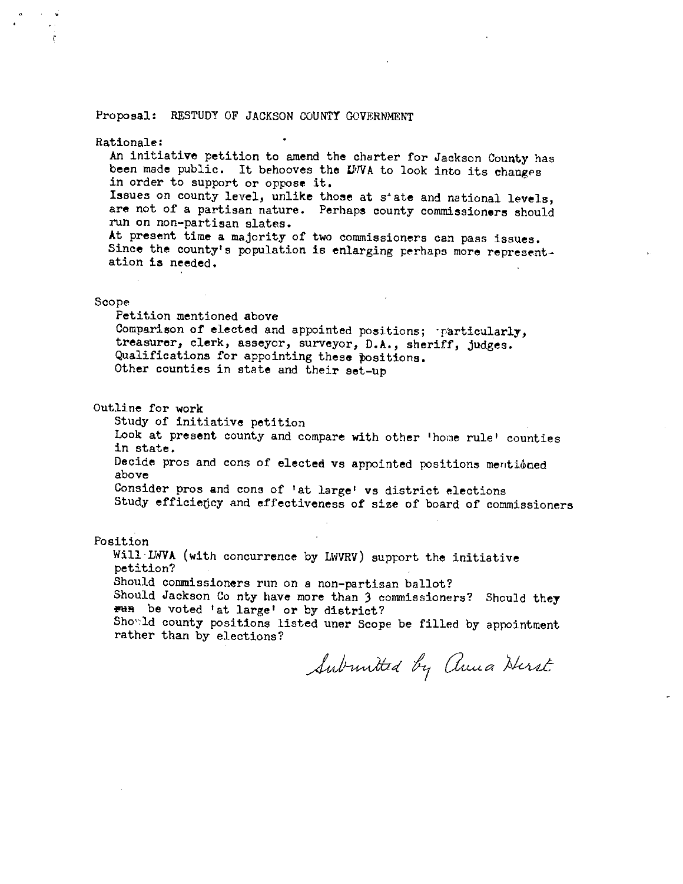Proposal: RESTUDY OF JACKSON COUNTY GOVERNMENT

Rationale:

An initiative petition to amend the charter for Jackson County has been made public. It behooves the LWVA to look into its changes in order to support or oppose it.

Issues on county level, unlike those at state and national levels, are not of a partisan nature. Perhaps county commissioners should run on non-partisan slates.

At present time a majority of two commissioners can pass issues. Since the county's population is enlarging perhaps more representation is needed.

Scope

Petition mentioned above

Comparison of elected and appointed positions; particularly, treasurer, clerk, asseyor, surveyor, D.A., sheriff, judges.

Qualifications for appointing these positions.

Other counties in state and their set-up

Outline for work

Study of initiative petition

Look at present county and compare with other 'home rule' counties in state.

Decide pros and cons of elected vs appointed positions mentioned above

Consider pros and cons of 'at large' vs district elections

Study efficiency and effectiveness of size of board of commissioners

Position

Will LWVA (with concurrence by LWVRV) support the initiative petition?

Should commissioners run on a non-partisan ballot?

Should Jackson Co nty have more than 3 commissioners? Should they ~~run~~ be voted 'at large' or by district?

Should county positions listed uner Scope be filled by appointment rather than by elections?

*Submitted by Anna Hurst*